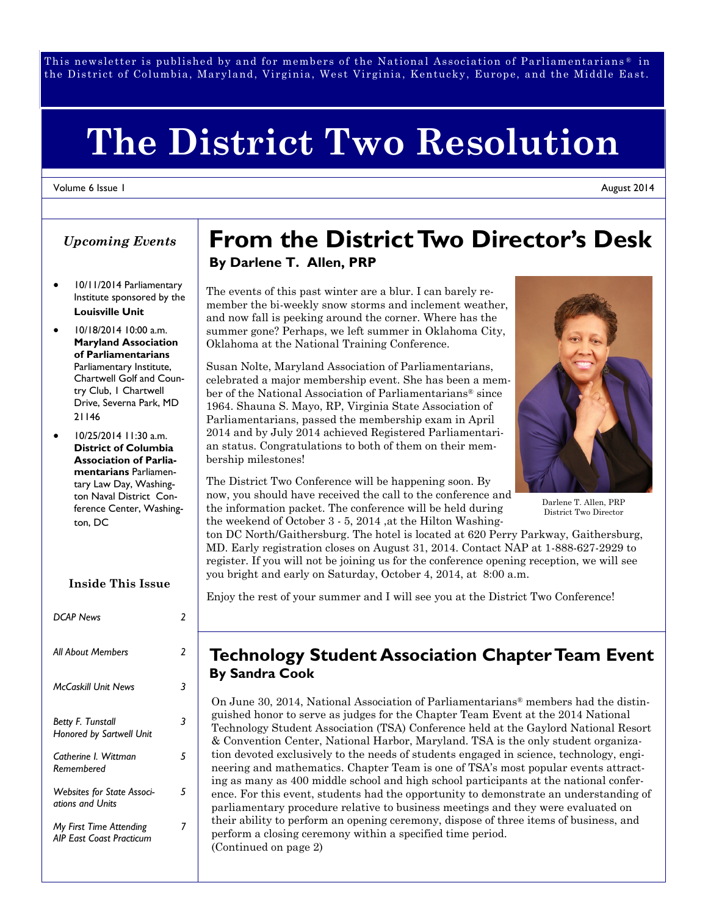This newsletter is published by and for members of the National Association of Parliamentarians® in the District of Columbia, Maryland, Virginia, West Virginia, Kentucky, Europe, and the Middle East.

# The District Two Resolution

Volume 6 Issue 1 — August 2014

## From the District Two Director's Desk

**By Darlene T. Allen, PRP**

The events of this past winter are a blur. I can barely remember the bi-weekly snow storms and inclement weather, and now fall is peeking around the corner. Where has the summer gone? Perhaps, we left summer in Oklahoma City, Oklahoma at the National Training Conference.

Susan Nolte, Maryland Association of Parliamentarians, celebrated a major membership event. She has been a member of the National Association of Parliamentarians® since 1964. Shauna S. Mayo, RP, Virginia State Association of Parliamentarians, passed the membership exam in April 2014 and by July 2014 achieved Registered Parliamentarian status. Congratulations to both of them on their membership milestones!

The District Two Conference will be happening soon. By now, you should have received the call to the conference and the information packet. The conference will be held during the weekend of October 3 - 5, 2014 ,at the Hilton Washington DC North/Gaithersburg. The hotel is located at 620 Perry Parkway, Gaithersburg, MD. Early registration closes on August 31, 2014. Contact NAP at 1-888-627-2929 to register. If you will not be joining us for the conference opening reception, we will see you bright and early on Saturday, October 4, 2014, at 8:00 a.m.

Darlene T. Allen, PRP
District Two Director

Enjoy the rest of your summer and I will see you at the District Two Conference!

## Technology Student Association Chapter Team Event

**By Sandra Cook**

On June 30, 2014, National Association of Parliamentarians® members had the distinguished honor to serve as judges for the Chapter Team Event at the 2014 National Technology Student Association (TSA) Conference held at the Gaylord National Resort & Convention Center, National Harbor, Maryland. TSA is the only student organization devoted exclusively to the needs of students engaged in science, technology, engineering and mathematics. Chapter Team is one of TSA's most popular events attracting as many as 400 middle school and high school participants at the national conference. For this event, students had the opportunity to demonstrate an understanding of parliamentary procedure relative to business meetings and they were evaluated on their ability to perform an opening ceremony, dispose of three items of business, and perform a closing ceremony within a specified time period.
(Continued on page 2)

### *Upcoming Events*

- 10/11/2014 Parliamentary Institute sponsored by the **Louisville Unit**
- 10/18/2014 10:00 a.m. **Maryland Association of Parliamentarians** Parliamentary Institute, Chartwell Golf and Country Club, 1 Chartwell Drive, Severna Park, MD 21146
- 10/25/2014 11:30 a.m. **District of Columbia Association of Parliamentarians** Parliamentary Law Day, Washington Naval District Conference Center, Washington, DC

### Inside This Issue

| | |
|---|---|
| *DCAP News* | 2 |
| *All About Members* | 2 |
| *McCaskill Unit News* | 3 |
| *Betty F. Tunstall Honored by Sartwell Unit* | 3 |
| *Catherine I. Wittman Remembered* | 5 |
| *Websites for State Associations and Units* | 5 |
| *My First Time Attending AIP East Coast Practicum* | 7 |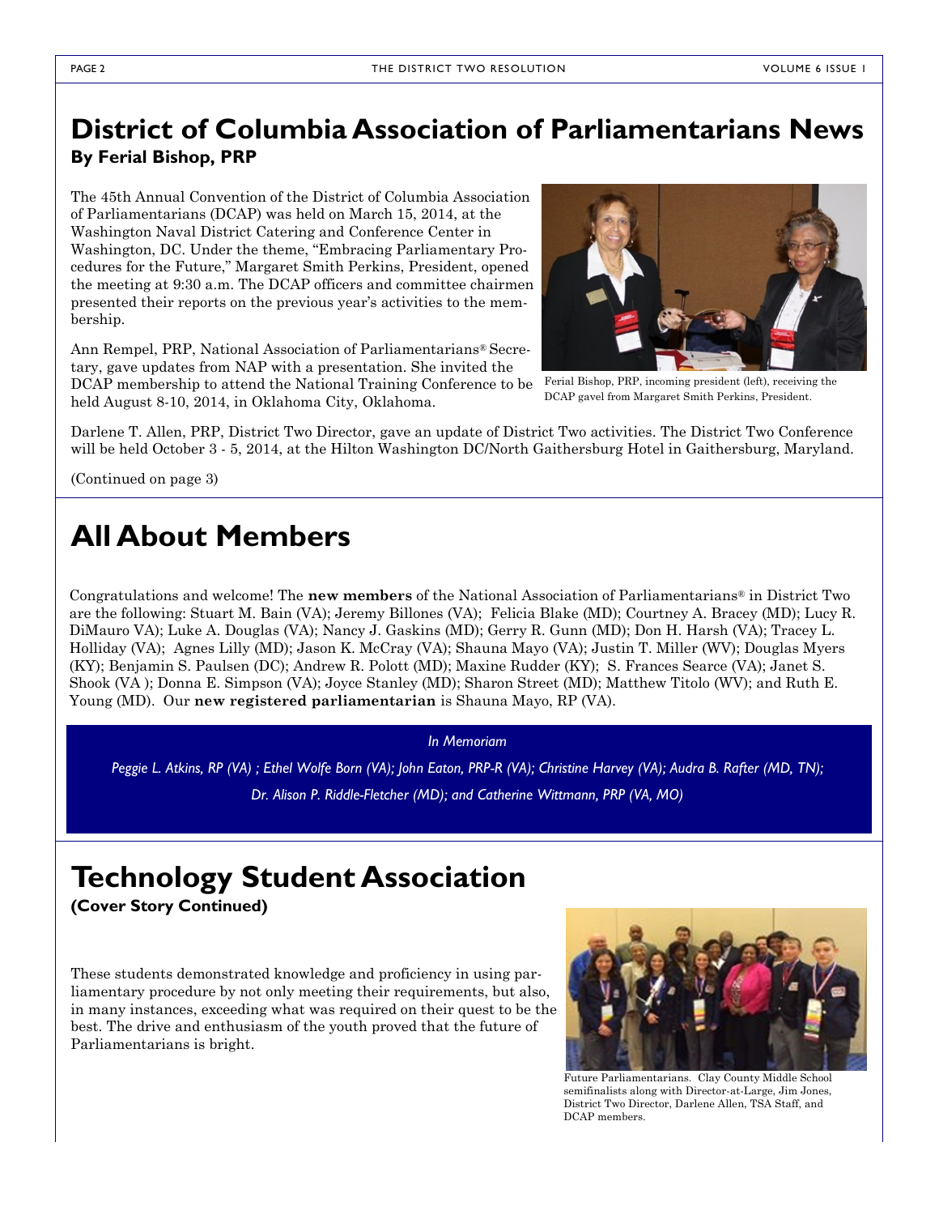## District of Columbia Association of Parliamentarians News

**By Ferial Bishop, PRP**

The 45th Annual Convention of the District of Columbia Association of Parliamentarians (DCAP) was held on March 15, 2014, at the Washington Naval District Catering and Conference Center in Washington, DC. Under the theme, "Embracing Parliamentary Procedures for the Future," Margaret Smith Perkins, President, opened the meeting at 9:30 a.m. The DCAP officers and committee chairmen presented their reports on the previous year's activities to the membership.

Ann Rempel, PRP, National Association of Parliamentarians® Secretary, gave updates from NAP with a presentation. She invited the DCAP membership to attend the National Training Conference to be held August 8-10, 2014, in Oklahoma City, Oklahoma.

Ferial Bishop, PRP, incoming president (left), receiving the DCAP gavel from Margaret Smith Perkins, President.

Darlene T. Allen, PRP, District Two Director, gave an update of District Two activities. The District Two Conference will be held October 3 - 5, 2014, at the Hilton Washington DC/North Gaithersburg Hotel in Gaithersburg, Maryland.

(Continued on page 3)

## All About Members

Congratulations and welcome! The **new members** of the National Association of Parliamentarians® in District Two are the following: Stuart M. Bain (VA); Jeremy Billones (VA); Felicia Blake (MD); Courtney A. Bracey (MD); Lucy R. DiMauro VA); Luke A. Douglas (VA); Nancy J. Gaskins (MD); Gerry R. Gunn (MD); Don H. Harsh (VA); Tracey L. Holliday (VA); Agnes Lilly (MD); Jason K. McCray (VA); Shauna Mayo (VA); Justin T. Miller (WV); Douglas Myers (KY); Benjamin S. Paulsen (DC); Andrew R. Polott (MD); Maxine Rudder (KY); S. Frances Searce (VA); Janet S. Shook (VA ); Donna E. Simpson (VA); Joyce Stanley (MD); Sharon Street (MD); Matthew Titolo (WV); and Ruth E. Young (MD). Our **new registered parliamentarian** is Shauna Mayo, RP (VA).

*In Memoriam*

*Peggie L. Atkins, RP (VA) ; Ethel Wolfe Born (VA); John Eaton, PRP-R (VA); Christine Harvey (VA); Audra B. Rafter (MD, TN); Dr. Alison P. Riddle-Fletcher (MD); and Catherine Wittmann, PRP (VA, MO)*

## Technology Student Association

**(Cover Story Continued)**

These students demonstrated knowledge and proficiency in using parliamentary procedure by not only meeting their requirements, but also, in many instances, exceeding what was required on their quest to be the best. The drive and enthusiasm of the youth proved that the future of Parliamentarians is bright.

Future Parliamentarians. Clay County Middle School semifinalists along with Director-at-Large, Jim Jones, District Two Director, Darlene Allen, TSA Staff, and DCAP members.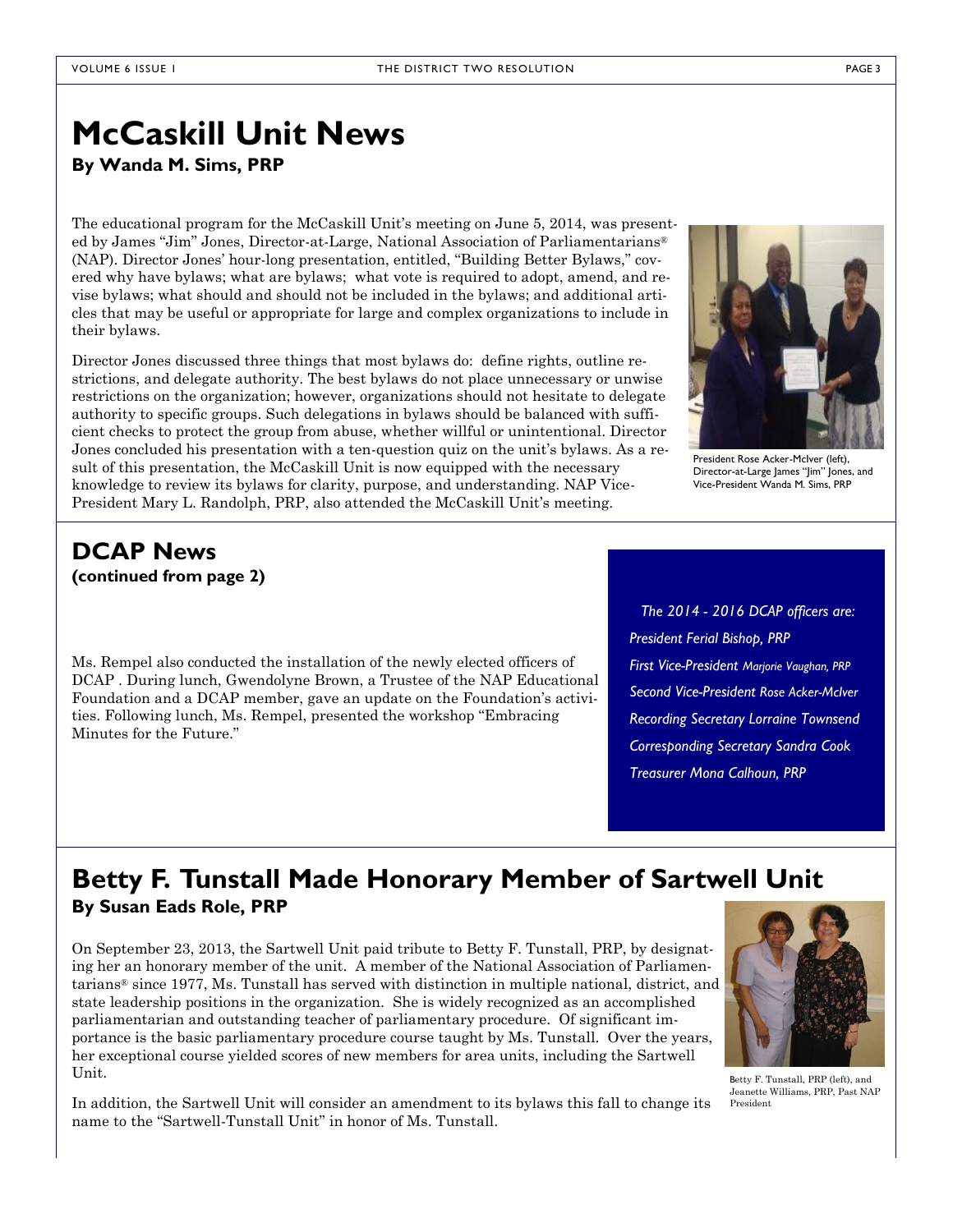# McCaskill Unit News

**By Wanda M. Sims, PRP**

The educational program for the McCaskill Unit's meeting on June 5, 2014, was presented by James "Jim" Jones, Director-at-Large, National Association of Parliamentarians® (NAP). Director Jones' hour-long presentation, entitled, "Building Better Bylaws," covered why have bylaws; what are bylaws; what vote is required to adopt, amend, and revise bylaws; what should and should not be included in the bylaws; and additional articles that may be useful or appropriate for large and complex organizations to include in their bylaws.

Director Jones discussed three things that most bylaws do: define rights, outline restrictions, and delegate authority. The best bylaws do not place unnecessary or unwise restrictions on the organization; however, organizations should not hesitate to delegate authority to specific groups. Such delegations in bylaws should be balanced with sufficient checks to protect the group from abuse, whether willful or unintentional. Director Jones concluded his presentation with a ten-question quiz on the unit's bylaws. As a result of this presentation, the McCaskill Unit is now equipped with the necessary knowledge to review its bylaws for clarity, purpose, and understanding. NAP Vice-President Mary L. Randolph, PRP, also attended the McCaskill Unit's meeting.

President Rose Acker-McIver (left), Director-at-Large James "Jim" Jones, and Vice-President Wanda M. Sims, PRP

# DCAP News

**(continued from page 2)**

Ms. Rempel also conducted the installation of the newly elected officers of DCAP . During lunch, Gwendolyne Brown, a Trustee of the NAP Educational Foundation and a DCAP member, gave an update on the Foundation's activities. Following lunch, Ms. Rempel, presented the workshop "Embracing Minutes for the Future."

*The 2014 - 2016 DCAP officers are:*

*President Ferial Bishop, PRP*

*First Vice-President Marjorie Vaughan, PRP*

*Second Vice-President Rose Acker-McIver*

*Recording Secretary Lorraine Townsend*

*Corresponding Secretary Sandra Cook*

*Treasurer Mona Calhoun, PRP*

# Betty F. Tunstall Made Honorary Member of Sartwell Unit

**By Susan Eads Role, PRP**

On September 23, 2013, the Sartwell Unit paid tribute to Betty F. Tunstall, PRP, by designating her an honorary member of the unit. A member of the National Association of Parliamentarians® since 1977, Ms. Tunstall has served with distinction in multiple national, district, and state leadership positions in the organization. She is widely recognized as an accomplished parliamentarian and outstanding teacher of parliamentary procedure. Of significant importance is the basic parliamentary procedure course taught by Ms. Tunstall. Over the years, her exceptional course yielded scores of new members for area units, including the Sartwell Unit.

In addition, the Sartwell Unit will consider an amendment to its bylaws this fall to change its name to the "Sartwell-Tunstall Unit" in honor of Ms. Tunstall.

Betty F. Tunstall, PRP (left), and Jeanette Williams, PRP, Past NAP President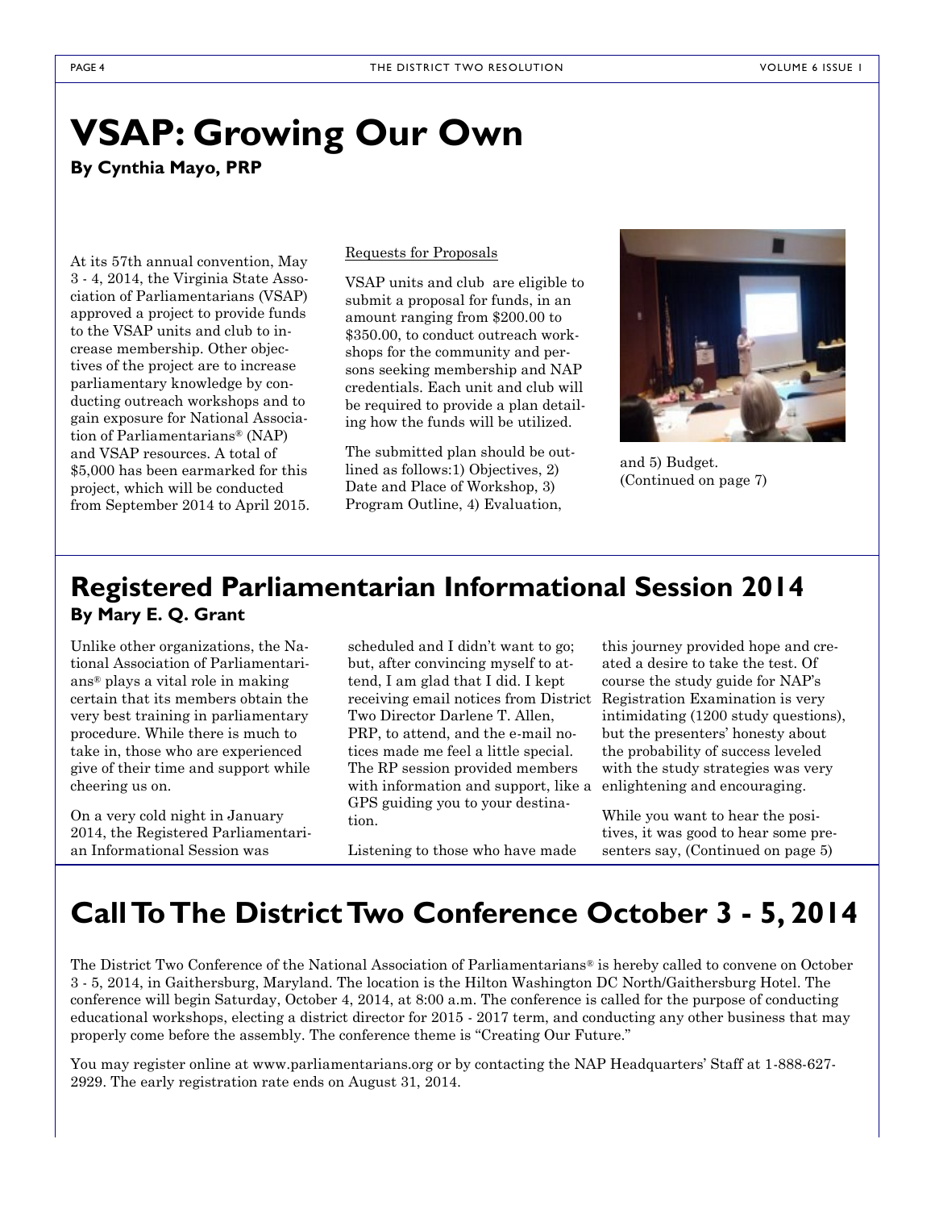# VSAP: Growing Our Own

**By Cynthia Mayo, PRP**

At its 57th annual convention, May 3 - 4, 2014, the Virginia State Association of Parliamentarians (VSAP) approved a project to provide funds to the VSAP units and club to increase membership. Other objectives of the project are to increase parliamentary knowledge by conducting outreach workshops and to gain exposure for National Association of Parliamentarians® (NAP) and VSAP resources. A total of $5,000 has been earmarked for this project, which will be conducted from September 2014 to April 2015.

Requests for Proposals

VSAP units and club are eligible to submit a proposal for funds, in an amount ranging from $200.00 to $350.00, to conduct outreach workshops for the community and persons seeking membership and NAP credentials. Each unit and club will be required to provide a plan detailing how the funds will be utilized.

The submitted plan should be outlined as follows:1) Objectives, 2) Date and Place of Workshop, 3) Program Outline, 4) Evaluation, and 5) Budget. (Continued on page 7)

# Registered Parliamentarian Informational Session 2014

**By Mary E. Q. Grant**

Unlike other organizations, the National Association of Parliamentarians® plays a vital role in making certain that its members obtain the very best training in parliamentary procedure. While there is much to take in, those who are experienced give of their time and support while cheering us on.

On a very cold night in January 2014, the Registered Parliamentarian Informational Session was scheduled and I didn't want to go; but, after convincing myself to attend, I am glad that I did. I kept receiving email notices from District Two Director Darlene T. Allen, PRP, to attend, and the e-mail notices made me feel a little special. The RP session provided members with information and support, like a GPS guiding you to your destination.

Listening to those who have made this journey provided hope and created a desire to take the test. Of course the study guide for NAP's Registration Examination is very intimidating (1200 study questions), but the presenters' honesty about the probability of success leveled with the study strategies was very enlightening and encouraging.

While you want to hear the positives, it was good to hear some presenters say, (Continued on page 5)

# Call To The District Two Conference October 3 - 5, 2014

The District Two Conference of the National Association of Parliamentarians® is hereby called to convene on October 3 - 5, 2014, in Gaithersburg, Maryland. The location is the Hilton Washington DC North/Gaithersburg Hotel. The conference will begin Saturday, October 4, 2014, at 8:00 a.m. The conference is called for the purpose of conducting educational workshops, electing a district director for 2015 - 2017 term, and conducting any other business that may properly come before the assembly. The conference theme is "Creating Our Future."

You may register online at www.parliamentarians.org or by contacting the NAP Headquarters' Staff at 1-888-627-2929. The early registration rate ends on August 31, 2014.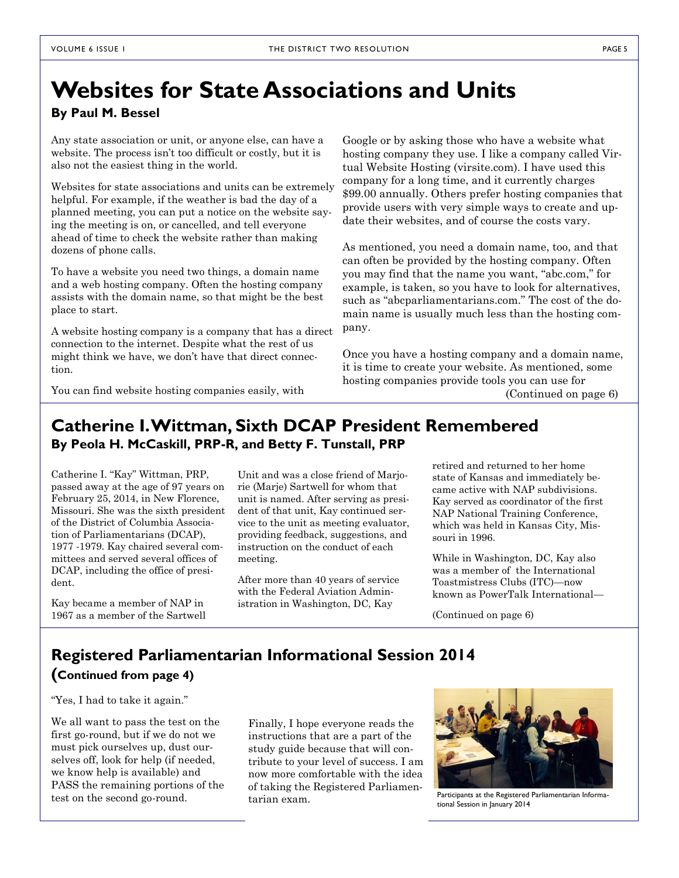# Websites for State Associations and Units

**By Paul M. Bessel**

Any state association or unit, or anyone else, can have a website. The process isn't too difficult or costly, but it is also not the easiest thing in the world.

Websites for state associations and units can be extremely helpful. For example, if the weather is bad the day of a planned meeting, you can put a notice on the website saying the meeting is on, or cancelled, and tell everyone ahead of time to check the website rather than making dozens of phone calls.

To have a website you need two things, a domain name and a web hosting company. Often the hosting company assists with the domain name, so that might be the best place to start.

A website hosting company is a company that has a direct connection to the internet. Despite what the rest of us might think we have, we don't have that direct connection.

You can find website hosting companies easily, with Google or by asking those who have a website what hosting company they use. I like a company called Virtual Website Hosting (virsite.com). I have used this company for a long time, and it currently charges $99.00 annually. Others prefer hosting companies that provide users with very simple ways to create and update their websites, and of course the costs vary.

As mentioned, you need a domain name, too, and that can often be provided by the hosting company. Often you may find that the name you want, "abc.com," for example, is taken, so you have to look for alternatives, such as "abcparliamentarians.com." The cost of the domain name is usually much less than the hosting company.

Once you have a hosting company and a domain name, it is time to create your website. As mentioned, some hosting companies provide tools you can use for

(Continued on page 6)

## Catherine I. Wittman, Sixth DCAP President Remembered

**By Peola H. McCaskill, PRP-R, and Betty F. Tunstall, PRP**

Catherine I. "Kay" Wittman, PRP, passed away at the age of 97 years on February 25, 2014, in New Florence, Missouri. She was the sixth president of the District of Columbia Association of Parliamentarians (DCAP), 1977 -1979. Kay chaired several committees and served several offices of DCAP, including the office of president.

Kay became a member of NAP in 1967 as a member of the Sartwell Unit and was a close friend of Marjorie (Marje) Sartwell for whom that unit is named. After serving as president of that unit, Kay continued service to the unit as meeting evaluator, providing feedback, suggestions, and instruction on the conduct of each meeting.

After more than 40 years of service with the Federal Aviation Administration in Washington, DC, Kay retired and returned to her home state of Kansas and immediately became active with NAP subdivisions. Kay served as coordinator of the first NAP National Training Conference, which was held in Kansas City, Missouri in 1996.

While in Washington, DC, Kay also was a member of the International Toastmistress Clubs (ITC)—now known as PowerTalk International—

(Continued on page 6)

## Registered Parliamentarian Informational Session 2014

**(Continued from page 4)**

"Yes, I had to take it again."

We all want to pass the test on the first go-round, but if we do not we must pick ourselves up, dust ourselves off, look for help (if needed, we know help is available) and PASS the remaining portions of the test on the second go-round.

Finally, I hope everyone reads the instructions that are a part of the study guide because that will contribute to your level of success. I am now more comfortable with the idea of taking the Registered Parliamentarian exam.

Participants at the Registered Parliamentarian Informational Session in January 2014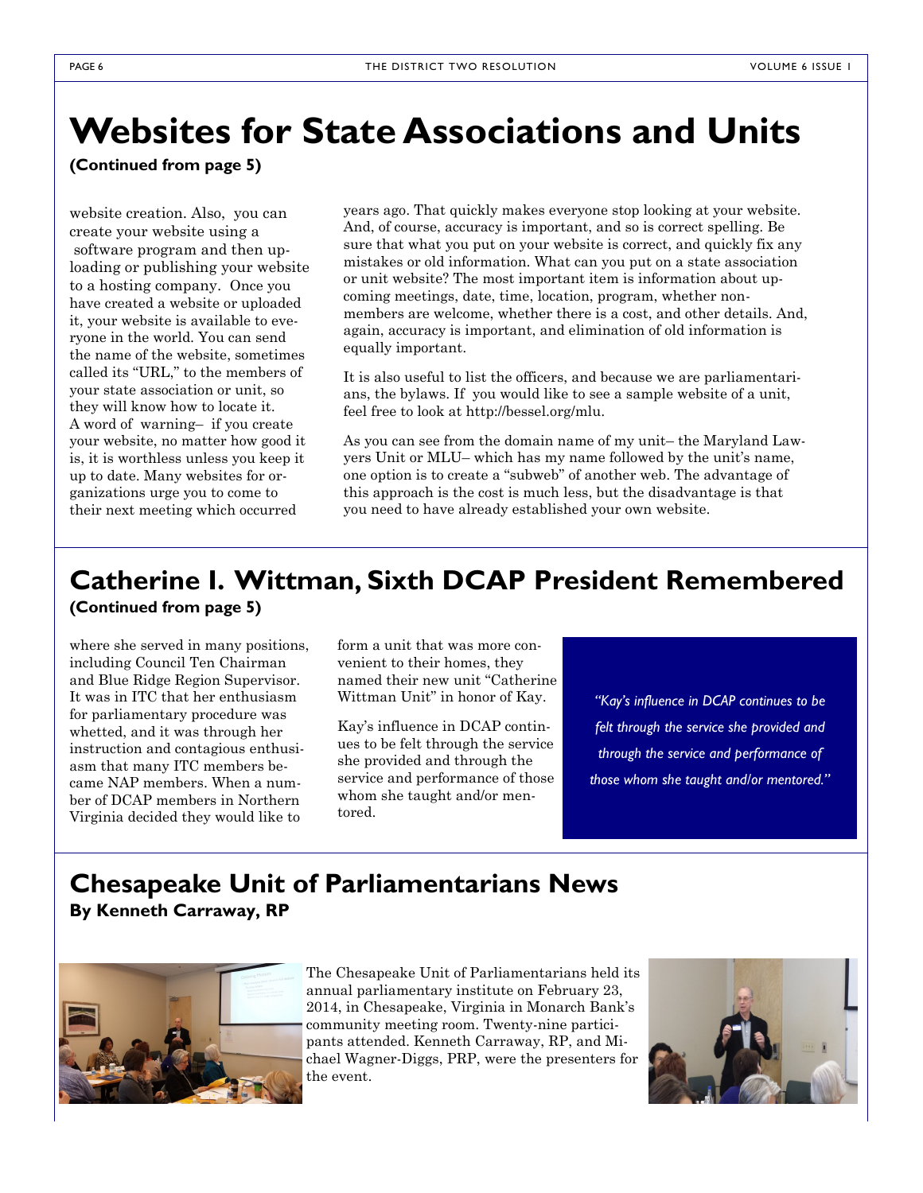# Websites for State Associations and Units

**(Continued from page 5)**

website creation. Also, you can create your website using a software program and then uploading or publishing your website to a hosting company. Once you have created a website or uploaded it, your website is available to everyone in the world. You can send the name of the website, sometimes called its "URL," to the members of your state association or unit, so they will know how to locate it. A word of warning– if you create your website, no matter how good it is, it is worthless unless you keep it up to date. Many websites for organizations urge you to come to their next meeting which occurred years ago. That quickly makes everyone stop looking at your website. And, of course, accuracy is important, and so is correct spelling. Be sure that what you put on your website is correct, and quickly fix any mistakes or old information. What can you put on a state association or unit website? The most important item is information about upcoming meetings, date, time, location, program, whether non-members are welcome, whether there is a cost, and other details. And, again, accuracy is important, and elimination of old information is equally important.

It is also useful to list the officers, and because we are parliamentarians, the bylaws. If you would like to see a sample website of a unit, feel free to look at http://bessel.org/mlu.

As you can see from the domain name of my unit– the Maryland Lawyers Unit or MLU– which has my name followed by the unit's name, one option is to create a "subweb" of another web. The advantage of this approach is the cost is much less, but the disadvantage is that you need to have already established your own website.

## Catherine I. Wittman, Sixth DCAP President Remembered

**(Continued from page 5)**

where she served in many positions, including Council Ten Chairman and Blue Ridge Region Supervisor. It was in ITC that her enthusiasm for parliamentary procedure was whetted, and it was through her instruction and contagious enthusiasm that many ITC members became NAP members. When a number of DCAP members in Northern Virginia decided they would like to form a unit that was more convenient to their homes, they named their new unit "Catherine Wittman Unit" in honor of Kay.

Kay's influence in DCAP continues to be felt through the service she provided and through the service and performance of those whom she taught and/or mentored.

*"Kay's influence in DCAP continues to be felt through the service she provided and through the service and performance of those whom she taught and/or mentored."*

## Chesapeake Unit of Parliamentarians News

**By Kenneth Carraway, RP**

The Chesapeake Unit of Parliamentarians held its annual parliamentary institute on February 23, 2014, in Chesapeake, Virginia in Monarch Bank's community meeting room. Twenty-nine participants attended. Kenneth Carraway, RP, and Michael Wagner-Diggs, PRP, were the presenters for the event.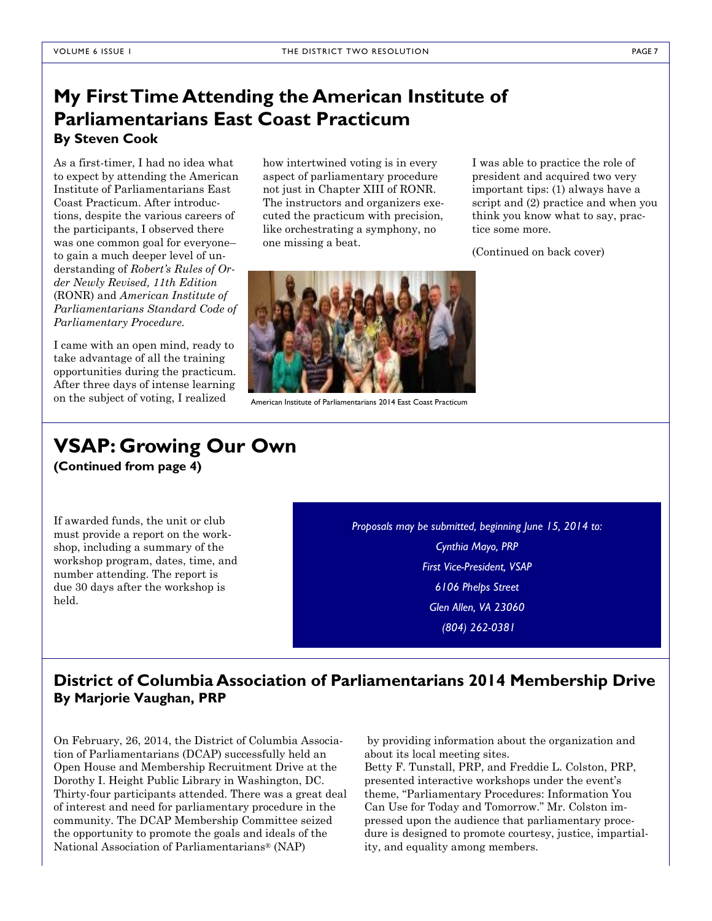## My First Time Attending the American Institute of Parliamentarians East Coast Practicum

**By Steven Cook**

As a first-timer, I had no idea what to expect by attending the American Institute of Parliamentarians East Coast Practicum. After introductions, despite the various careers of the participants, I observed there was one common goal for everyone– to gain a much deeper level of understanding of *Robert's Rules of Order Newly Revised, 11th Edition* (RONR) and *American Institute of Parliamentarians Standard Code of Parliamentary Procedure.*

I came with an open mind, ready to take advantage of all the training opportunities during the practicum. After three days of intense learning on the subject of voting, I realized how intertwined voting is in every aspect of parliamentary procedure not just in Chapter XIII of RONR. The instructors and organizers executed the practicum with precision, like orchestrating a symphony, no one missing a beat.

American Institute of Parliamentarians 2014 East Coast Practicum

I was able to practice the role of president and acquired two very important tips: (1) always have a script and (2) practice and when you think you know what to say, practice some more.

(Continued on back cover)

## VSAP: Growing Our Own

**(Continued from page 4)**

If awarded funds, the unit or club must provide a report on the workshop, including a summary of the workshop program, dates, time, and number attending. The report is due 30 days after the workshop is held.

*Proposals may be submitted, beginning June 15, 2014 to:*
*Cynthia Mayo, PRP*
*First Vice-President, VSAP*
*6106 Phelps Street*
*Glen Allen, VA 23060*
*(804) 262-0381*

## District of Columbia Association of Parliamentarians 2014 Membership Drive

**By Marjorie Vaughan, PRP**

On February, 26, 2014, the District of Columbia Association of Parliamentarians (DCAP) successfully held an Open House and Membership Recruitment Drive at the Dorothy I. Height Public Library in Washington, DC. Thirty-four participants attended. There was a great deal of interest and need for parliamentary procedure in the community. The DCAP Membership Committee seized the opportunity to promote the goals and ideals of the National Association of Parliamentarians® (NAP) by providing information about the organization and about its local meeting sites.

Betty F. Tunstall, PRP, and Freddie L. Colston, PRP, presented interactive workshops under the event's theme, "Parliamentary Procedures: Information You Can Use for Today and Tomorrow." Mr. Colston impressed upon the audience that parliamentary procedure is designed to promote courtesy, justice, impartiality, and equality among members.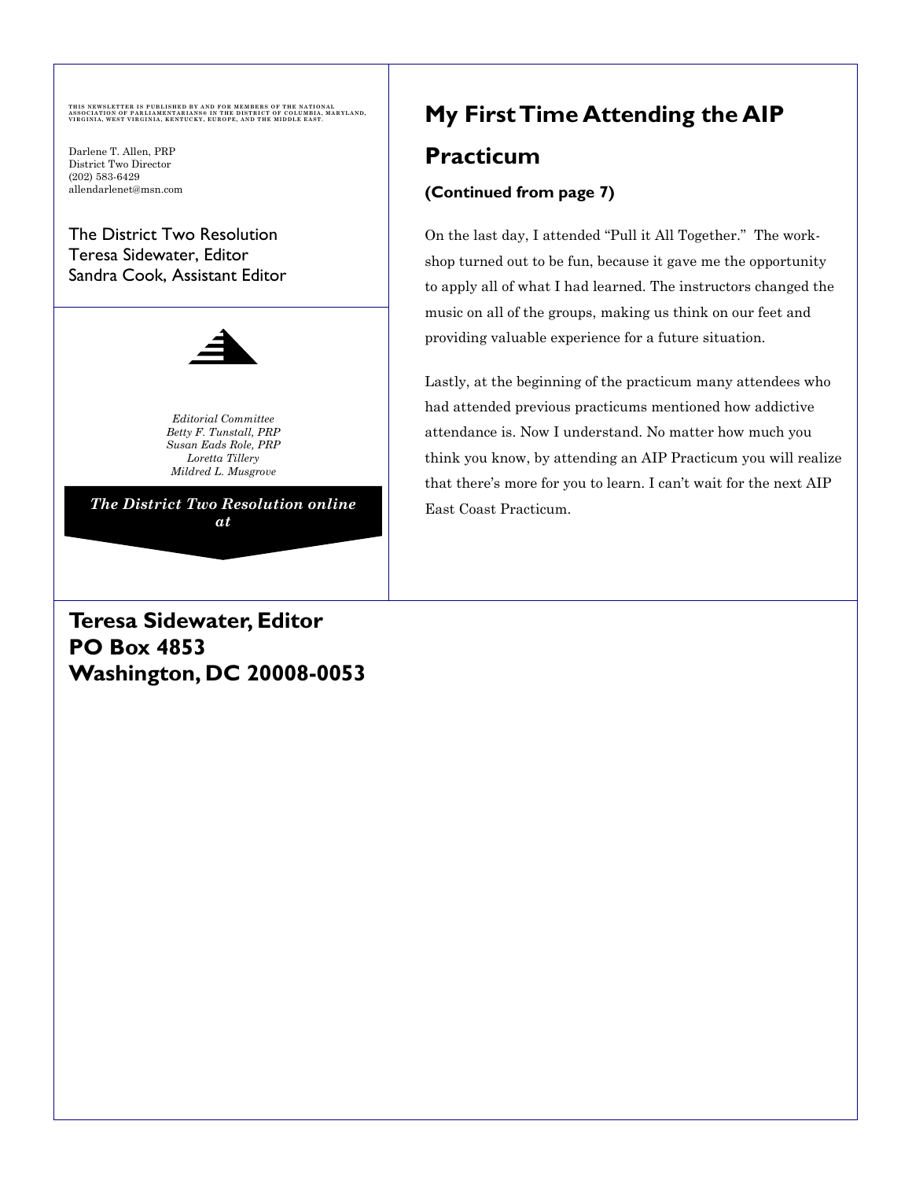THIS NEWSLETTER IS PUBLISHED BY AND FOR MEMBERS OF THE NATIONAL ASSOCIATION OF PARLIAMENTARIANS® IN THE DISTRICT OF COLUMBIA, MARYLAND, VIRGINIA, WEST VIRGINIA, KENTUCKY, EUROPE, AND THE MIDDLE EAST.

Darlene T. Allen, PRP
District Two Director
(202) 583-6429
allendarlenet@msn.com

The District Two Resolution
Teresa Sidewater, Editor
Sandra Cook, Assistant Editor

*Editorial Committee*
*Betty F. Tunstall, PRP*
*Susan Eads Role, PRP*
*Loretta Tillery*
*Mildred L. Musgrove*

***The District Two Resolution online at***

## My First Time Attending the AIP Practicum

**(Continued from page 7)**

On the last day, I attended “Pull it All Together.” The work­shop turned out to be fun, because it gave me the opportunity to apply all of what I had learned. The instructors changed the music on all of the groups, making us think on our feet and providing valuable experience for a future situation.

Lastly, at the beginning of the practicum many attendees who had attended previous practicums mentioned how addictive attendance is. Now I understand. No matter how much you think you know, by attending an AIP Practicum you will realize that there’s more for you to learn. I can’t wait for the next AIP East Coast Practicum.

**Teresa Sidewater, Editor**
**PO Box 4853**
**Washington, DC 20008-0053**